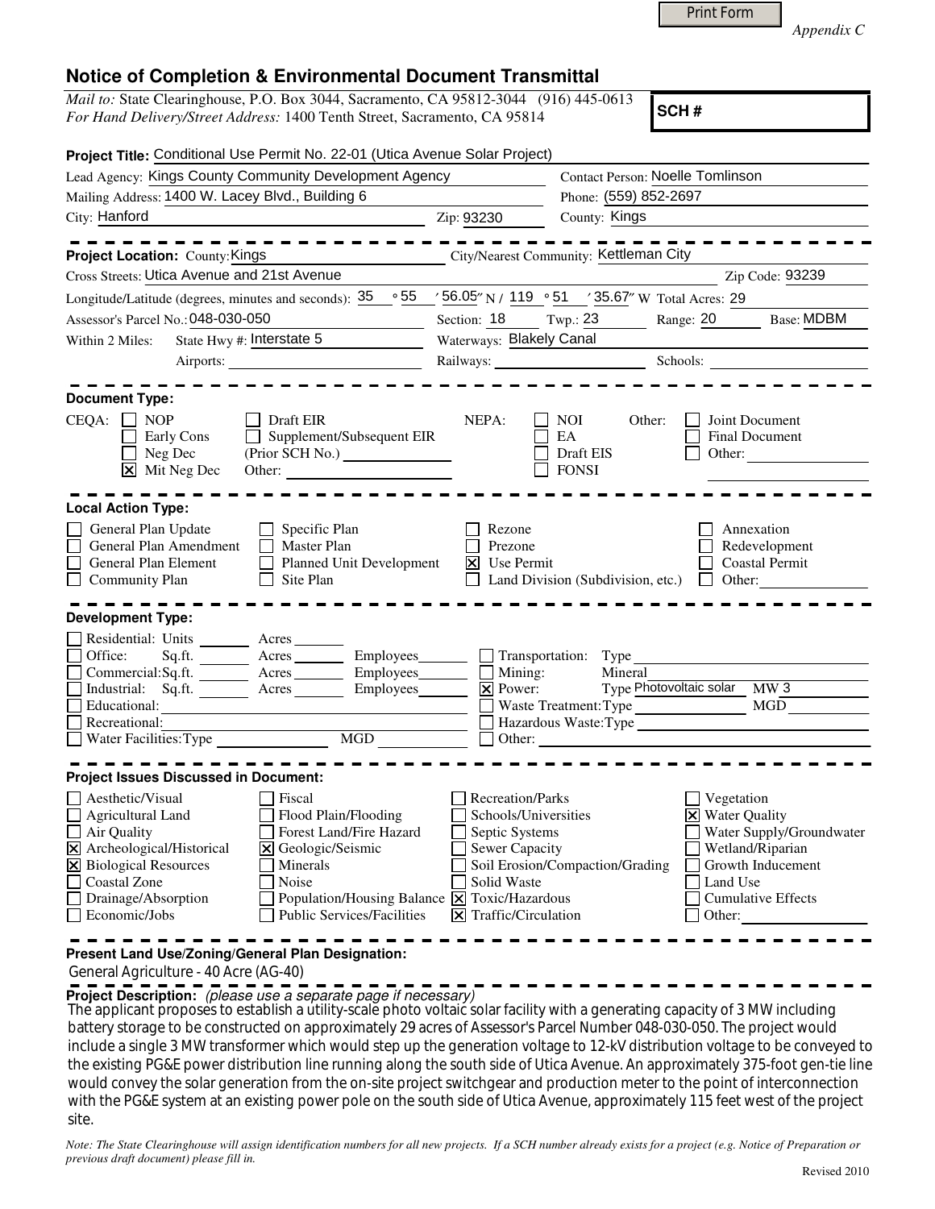Print Form

*Appendix C*

# Notice of Completion & Environmental Document Transmittal

*Mail to:* State Clearinghouse, P.O. Box 3044, Sacramento, CA 95812-3044 (916) 445-0613
*For Hand Delivery/Street Address:* 1400 Tenth Street, Sacramento, CA 95814

**SCH #**

**Project Title:** Conditional Use Permit No. 22-01 (Utica Avenue Solar Project)

Lead Agency: Kings County Community Development Agency
Contact Person: Noelle Tomlinson
Mailing Address: 1400 W. Lacey Blvd., Building 6
Phone: (559) 852-2697
City: Hanford
Zip: 93230
County: Kings

---

**Project Location:** County: Kings
City/Nearest Community: Kettleman City
Cross Streets: Utica Avenue and 21st Avenue
Zip Code: 93239
Longitude/Latitude (degrees, minutes and seconds): 35 ° 55 ′ 56.05″ N / 119 ° 51 ′ 35.67″ W Total Acres: 29
Assessor's Parcel No.: 048-030-050
Section: 18 Twp.: 23 Range: 20 Base: MDBM
Within 2 Miles: State Hwy #: Interstate 5
Waterways: Blakely Canal
Airports:
Railways:
Schools:

---

**Document Type:**

CEQA:
- [ ] NOP
- [ ] Early Cons
- [ ] Neg Dec
- [x] Mit Neg Dec
- [ ] Draft EIR
- [ ] Supplement/Subsequent EIR (Prior SCH No.)
- Other:

NEPA:
- [ ] NOI
- [ ] EA
- [ ] Draft EIS
- [ ] FONSI

Other:
- [ ] Joint Document
- [ ] Final Document
- [ ] Other:

---

**Local Action Type:**

- [ ] General Plan Update
- [ ] General Plan Amendment
- [ ] General Plan Element
- [ ] Community Plan
- [ ] Specific Plan
- [ ] Master Plan
- [ ] Planned Unit Development
- [ ] Site Plan
- [ ] Rezone
- [ ] Prezone
- [x] Use Permit
- [ ] Land Division (Subdivision, etc.)
- [ ] Annexation
- [ ] Redevelopment
- [ ] Coastal Permit
- [ ] Other:

---

**Development Type:**

- [ ] Residential: Units ____ Acres ____
- [ ] Office: Sq.ft. ____ Acres ____ Employees ____
- [ ] Commercial: Sq.ft. ____ Acres ____ Employees ____
- [ ] Industrial: Sq.ft. ____ Acres ____ Employees ____
- [ ] Educational:
- [ ] Recreational:
- [ ] Water Facilities: Type ____ MGD ____
- [ ] Transportation: Type
- [ ] Mining: Mineral
- [x] Power: Type Photovoltaic solar MW 3
- [ ] Waste Treatment: Type ____ MGD
- [ ] Hazardous Waste: Type
- [ ] Other:

---

**Project Issues Discussed in Document:**

- [ ] Aesthetic/Visual
- [ ] Agricultural Land
- [ ] Air Quality
- [x] Archeological/Historical
- [x] Biological Resources
- [ ] Coastal Zone
- [ ] Drainage/Absorption
- [ ] Economic/Jobs
- [ ] Fiscal
- [ ] Flood Plain/Flooding
- [ ] Forest Land/Fire Hazard
- [x] Geologic/Seismic
- [ ] Minerals
- [ ] Noise
- [ ] Population/Housing Balance
- [ ] Public Services/Facilities
- [ ] Recreation/Parks
- [ ] Schools/Universities
- [ ] Septic Systems
- [ ] Sewer Capacity
- [ ] Soil Erosion/Compaction/Grading
- [ ] Solid Waste
- [x] Toxic/Hazardous
- [x] Traffic/Circulation
- [ ] Vegetation
- [x] Water Quality
- [ ] Water Supply/Groundwater
- [ ] Wetland/Riparian
- [ ] Growth Inducement
- [ ] Land Use
- [ ] Cumulative Effects
- [ ] Other:

---

**Present Land Use/Zoning/General Plan Designation:**
General Agriculture - 40 Acre (AG-40)

**Project Description:** *(please use a separate page if necessary)*
The applicant proposes to establish a utility-scale photo voltaic solar facility with a generating capacity of 3 MW including battery storage to be constructed on approximately 29 acres of Assessor's Parcel Number 048-030-050. The project would include a single 3 MW transformer which would step up the generation voltage to 12-kV distribution voltage to be conveyed to the existing PG&E power distribution line running along the south side of Utica Avenue. An approximately 375-foot gen-tie line would convey the solar generation from the on-site project switchgear and production meter to the point of interconnection with the PG&E system at an existing power pole on the south side of Utica Avenue, approximately 115 feet west of the project site.

*Note: The State Clearinghouse will assign identification numbers for all new projects. If a SCH number already exists for a project (e.g. Notice of Preparation or previous draft document) please fill in.*

Revised 2010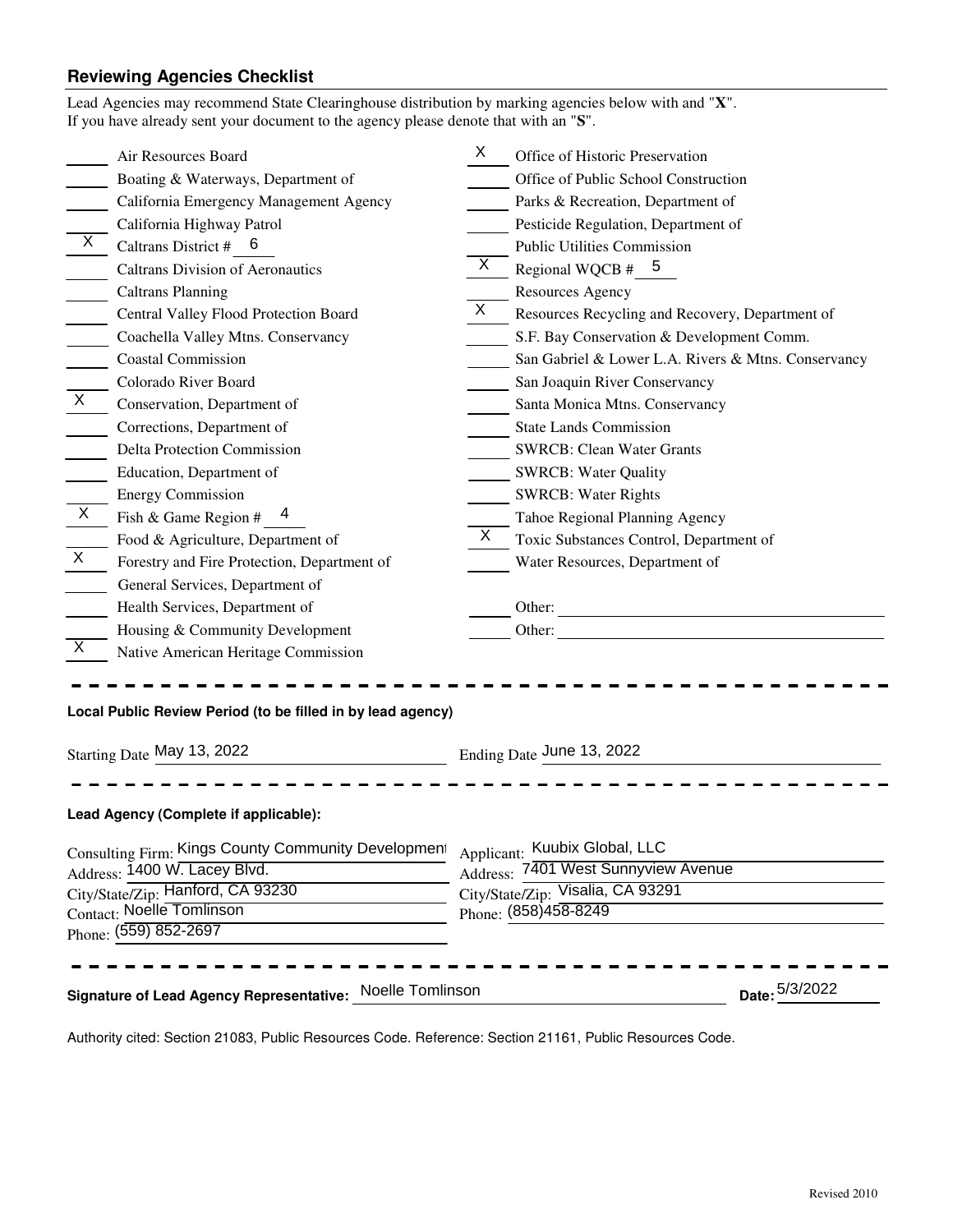## Reviewing Agencies Checklist

Lead Agencies may recommend State Clearinghouse distribution by marking agencies below with and "**X**".
If you have already sent your document to the agency please denote that with an "**S**".

| | | | |
|---|---|---|---|
| | Air Resources Board | X | Office of Historic Preservation |
| | Boating & Waterways, Department of | | Office of Public School Construction |
| | California Emergency Management Agency | | Parks & Recreation, Department of |
| | California Highway Patrol | | Pesticide Regulation, Department of |
| X | Caltrans District # 6 | | Public Utilities Commission |
| | Caltrans Division of Aeronautics | X | Regional WQCB # 5 |
| | Caltrans Planning | | Resources Agency |
| | Central Valley Flood Protection Board | X | Resources Recycling and Recovery, Department of |
| | Coachella Valley Mtns. Conservancy | | S.F. Bay Conservation & Development Comm. |
| | Coastal Commission | | San Gabriel & Lower L.A. Rivers & Mtns. Conservancy |
| | Colorado River Board | | San Joaquin River Conservancy |
| X | Conservation, Department of | | Santa Monica Mtns. Conservancy |
| | Corrections, Department of | | State Lands Commission |
| | Delta Protection Commission | | SWRCB: Clean Water Grants |
| | Education, Department of | | SWRCB: Water Quality |
| | Energy Commission | | SWRCB: Water Rights |
| X | Fish & Game Region # 4 | | Tahoe Regional Planning Agency |
| | Food & Agriculture, Department of | X | Toxic Substances Control, Department of |
| X | Forestry and Fire Protection, Department of | | Water Resources, Department of |
| | General Services, Department of | | |
| | Health Services, Department of | | Other: |
| | Housing & Community Development | | Other: |
| X | Native American Heritage Commission | | |

**Local Public Review Period (to be filled in by lead agency)**

Starting Date May 13, 2022

Ending Date June 13, 2022

**Lead Agency (Complete if applicable):**

Consulting Firm: Kings County Community Development
Address: 1400 W. Lacey Blvd.
City/State/Zip: Hanford, CA 93230
Contact: Noelle Tomlinson
Phone: (559) 852-2697

Applicant: Kuubix Global, LLC
Address: 7401 West Sunnyview Avenue
City/State/Zip: Visalia, CA 93291
Phone: (858)458-8249

**Signature of Lead Agency Representative:** Noelle Tomlinson **Date:** 5/3/2022

Authority cited: Section 21083, Public Resources Code. Reference: Section 21161, Public Resources Code.

Revised 2010